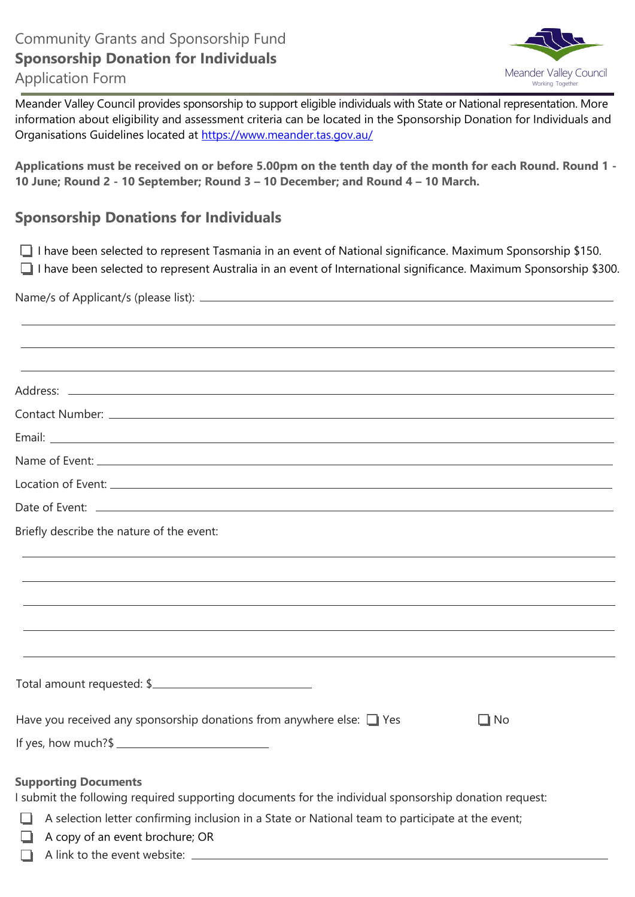Community Grants and Sponsorship Fund

# Sponsorship Donation for Individuals

Application Form

Meander Valley Council
Working Together

Meander Valley Council provides sponsorship to support eligible individuals with State or National representation. More information about eligibility and assessment criteria can be located in the Sponsorship Donation for Individuals and Organisations Guidelines located at https://www.meander.tas.gov.au/

**Applications must be received on or before 5.00pm on the tenth day of the month for each Round. Round 1 - 10 June; Round 2 - 10 September; Round 3 – 10 December; and Round 4 – 10 March.**

## Sponsorship Donations for Individuals

- ☐ I have been selected to represent Tasmania in an event of National significance. Maximum Sponsorship $150.
- ☐ I have been selected to represent Australia in an event of International significance. Maximum Sponsorship $300.

Name/s of Applicant/s (please list): \_\_\_\_\_\_\_\_\_\_\_\_\_\_\_\_\_\_\_\_\_\_\_\_\_\_\_\_\_\_\_\_\_\_\_\_\_\_\_\_

\_\_\_\_\_\_\_\_\_\_\_\_\_\_\_\_\_\_\_\_\_\_\_\_\_\_\_\_\_\_\_\_\_\_\_\_\_\_\_\_\_\_\_\_\_\_\_\_\_\_\_\_\_\_\_\_\_\_\_\_\_\_\_\_\_\_\_\_\_\_\_\_

\_\_\_\_\_\_\_\_\_\_\_\_\_\_\_\_\_\_\_\_\_\_\_\_\_\_\_\_\_\_\_\_\_\_\_\_\_\_\_\_\_\_\_\_\_\_\_\_\_\_\_\_\_\_\_\_\_\_\_\_\_\_\_\_\_\_\_\_\_\_\_\_

\_\_\_\_\_\_\_\_\_\_\_\_\_\_\_\_\_\_\_\_\_\_\_\_\_\_\_\_\_\_\_\_\_\_\_\_\_\_\_\_\_\_\_\_\_\_\_\_\_\_\_\_\_\_\_\_\_\_\_\_\_\_\_\_\_\_\_\_\_\_\_\_

Address: \_\_\_\_\_\_\_\_\_\_\_\_\_\_\_\_\_\_\_\_\_\_\_\_\_\_\_\_\_\_\_\_\_\_\_\_\_\_\_\_\_\_\_\_\_\_\_\_\_\_\_\_\_\_\_\_\_\_\_\_\_\_

Contact Number: \_\_\_\_\_\_\_\_\_\_\_\_\_\_\_\_\_\_\_\_\_\_\_\_\_\_\_\_\_\_\_\_\_\_\_\_\_\_\_\_\_\_\_\_\_\_\_\_\_\_\_\_\_\_\_\_

Email: \_\_\_\_\_\_\_\_\_\_\_\_\_\_\_\_\_\_\_\_\_\_\_\_\_\_\_\_\_\_\_\_\_\_\_\_\_\_\_\_\_\_\_\_\_\_\_\_\_\_\_\_\_\_\_\_\_\_\_\_\_\_\_\_

Name of Event: \_\_\_\_\_\_\_\_\_\_\_\_\_\_\_\_\_\_\_\_\_\_\_\_\_\_\_\_\_\_\_\_\_\_\_\_\_\_\_\_\_\_\_\_\_\_\_\_\_\_\_\_\_\_\_\_\_

Location of Event: \_\_\_\_\_\_\_\_\_\_\_\_\_\_\_\_\_\_\_\_\_\_\_\_\_\_\_\_\_\_\_\_\_\_\_\_\_\_\_\_\_\_\_\_\_\_\_\_\_\_\_\_\_\_\_

Date of Event: \_\_\_\_\_\_\_\_\_\_\_\_\_\_\_\_\_\_\_\_\_\_\_\_\_\_\_\_\_\_\_\_\_\_\_\_\_\_\_\_\_\_\_\_\_\_\_\_\_\_\_\_\_\_\_\_\_\_

Briefly describe the nature of the event:

\_\_\_\_\_\_\_\_\_\_\_\_\_\_\_\_\_\_\_\_\_\_\_\_\_\_\_\_\_\_\_\_\_\_\_\_\_\_\_\_\_\_\_\_\_\_\_\_\_\_\_\_\_\_\_\_\_\_\_\_\_\_\_\_\_\_\_\_\_\_\_\_

\_\_\_\_\_\_\_\_\_\_\_\_\_\_\_\_\_\_\_\_\_\_\_\_\_\_\_\_\_\_\_\_\_\_\_\_\_\_\_\_\_\_\_\_\_\_\_\_\_\_\_\_\_\_\_\_\_\_\_\_\_\_\_\_\_\_\_\_\_\_\_\_

\_\_\_\_\_\_\_\_\_\_\_\_\_\_\_\_\_\_\_\_\_\_\_\_\_\_\_\_\_\_\_\_\_\_\_\_\_\_\_\_\_\_\_\_\_\_\_\_\_\_\_\_\_\_\_\_\_\_\_\_\_\_\_\_\_\_\_\_\_\_\_\_

\_\_\_\_\_\_\_\_\_\_\_\_\_\_\_\_\_\_\_\_\_\_\_\_\_\_\_\_\_\_\_\_\_\_\_\_\_\_\_\_\_\_\_\_\_\_\_\_\_\_\_\_\_\_\_\_\_\_\_\_\_\_\_\_\_\_\_\_\_\_\_\_

\_\_\_\_\_\_\_\_\_\_\_\_\_\_\_\_\_\_\_\_\_\_\_\_\_\_\_\_\_\_\_\_\_\_\_\_\_\_\_\_\_\_\_\_\_\_\_\_\_\_\_\_\_\_\_\_\_\_\_\_\_\_\_\_\_\_\_\_\_\_\_\_

Total amount requested: $\_\_\_\_\_\_\_\_\_\_\_\_\_\_\_\_\_\_\_\_\_\_\_\_

Have you received any sponsorship donations from anywhere else: ☐ Yes ☐ No

If yes, how much?$\_\_\_\_\_\_\_\_\_\_\_\_\_\_\_\_\_\_\_\_\_\_\_\_

**Supporting Documents**

I submit the following required supporting documents for the individual sponsorship donation request:

- ☐ A selection letter confirming inclusion in a State or National team to participate at the event;
- ☐ A copy of an event brochure; OR
- ☐ A link to the event website: \_\_\_\_\_\_\_\_\_\_\_\_\_\_\_\_\_\_\_\_\_\_\_\_\_\_\_\_\_\_\_\_\_\_\_\_\_\_\_\_\_\_\_\_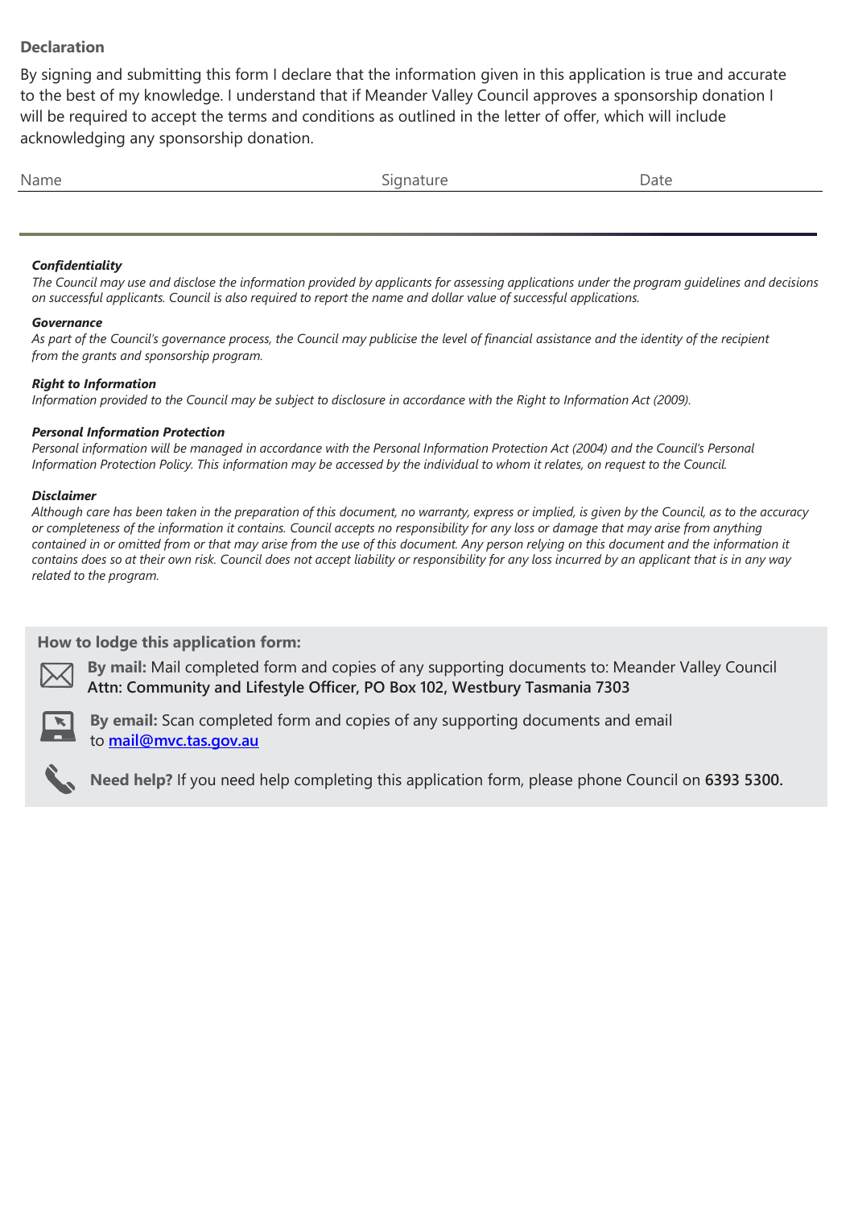**Declaration**

By signing and submitting this form I declare that the information given in this application is true and accurate to the best of my knowledge. I understand that if Meander Valley Council approves a sponsorship donation I will be required to accept the terms and conditions as outlined in the letter of offer, which will include acknowledging any sponsorship donation.

| Name | Signature | Date |
| --- | --- | --- |
| | | |

***Confidentiality***
*The Council may use and disclose the information provided by applicants for assessing applications under the program guidelines and decisions on successful applicants. Council is also required to report the name and dollar value of successful applications.*

***Governance***
*As part of the Council's governance process, the Council may publicise the level of financial assistance and the identity of the recipient from the grants and sponsorship program.*

***Right to Information***
*Information provided to the Council may be subject to disclosure in accordance with the Right to Information Act (2009).*

***Personal Information Protection***
*Personal information will be managed in accordance with the Personal Information Protection Act (2004) and the Council's Personal Information Protection Policy. This information may be accessed by the individual to whom it relates, on request to the Council.*

***Disclaimer***
*Although care has been taken in the preparation of this document, no warranty, express or implied, is given by the Council, as to the accuracy or completeness of the information it contains. Council accepts no responsibility for any loss or damage that may arise from anything contained in or omitted from or that may arise from the use of this document. Any person relying on this document and the information it contains does so at their own risk. Council does not accept liability or responsibility for any loss incurred by an applicant that is in any way related to the program.*

**How to lodge this application form:**

**By mail:** Mail completed form and copies of any supporting documents to: Meander Valley Council **Attn: Community and Lifestyle Officer, PO Box 102, Westbury Tasmania 7303**

**By email:** Scan completed form and copies of any supporting documents and email to **mail@mvc.tas.gov.au**

**Need help?** If you need help completing this application form, please phone Council on **6393 5300.**